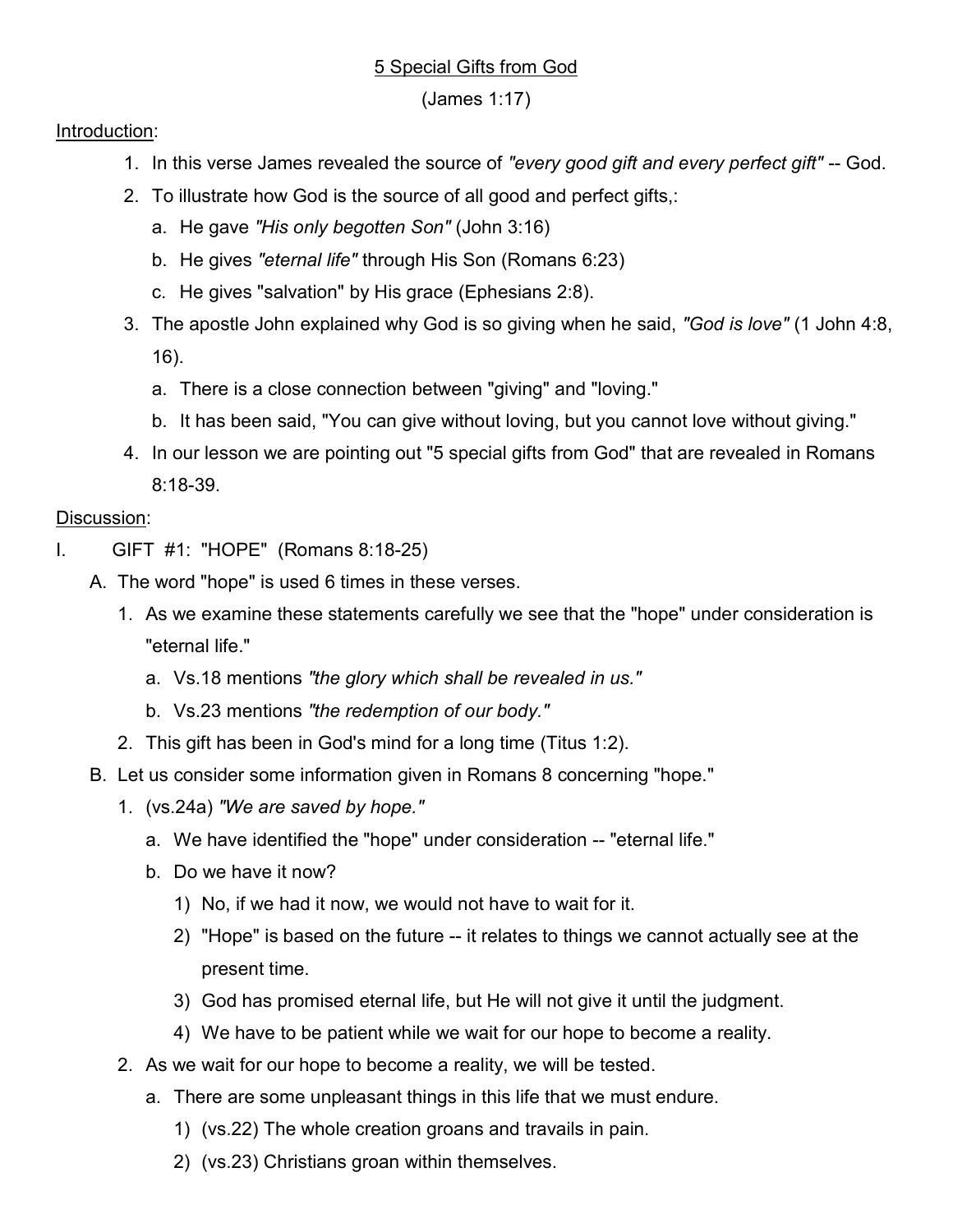# 5 Special Gifts from God

(James 1:17)

Introduction:

1. In this verse James revealed the source of *"every good gift and every perfect gift"* -- God.
2. To illustrate how God is the source of all good and perfect gifts,:
   a. He gave *"His only begotten Son"* (John 3:16)
   b. He gives *"eternal life"* through His Son (Romans 6:23)
   c. He gives "salvation" by His grace (Ephesians 2:8).
3. The apostle John explained why God is so giving when he said, *"God is love"* (1 John 4:8, 16).
   a. There is a close connection between "giving" and "loving."
   b. It has been said, "You can give without loving, but you cannot love without giving."
4. In our lesson we are pointing out "5 special gifts from God" that are revealed in Romans 8:18-39.

Discussion:

I. GIFT #1: "HOPE" (Romans 8:18-25)
   A. The word "hope" is used 6 times in these verses.
      1. As we examine these statements carefully we see that the "hope" under consideration is "eternal life."
         a. Vs.18 mentions *"the glory which shall be revealed in us."*
         b. Vs.23 mentions *"the redemption of our body."*
      2. This gift has been in God's mind for a long time (Titus 1:2).
   B. Let us consider some information given in Romans 8 concerning "hope."
      1. (vs.24a) *"We are saved by hope."*
         a. We have identified the "hope" under consideration -- "eternal life."
         b. Do we have it now?
            1) No, if we had it now, we would not have to wait for it.
            2) "Hope" is based on the future -- it relates to things we cannot actually see at the present time.
            3) God has promised eternal life, but He will not give it until the judgment.
            4) We have to be patient while we wait for our hope to become a reality.
      2. As we wait for our hope to become a reality, we will be tested.
         a. There are some unpleasant things in this life that we must endure.
            1) (vs.22) The whole creation groans and travails in pain.
            2) (vs.23) Christians groan within themselves.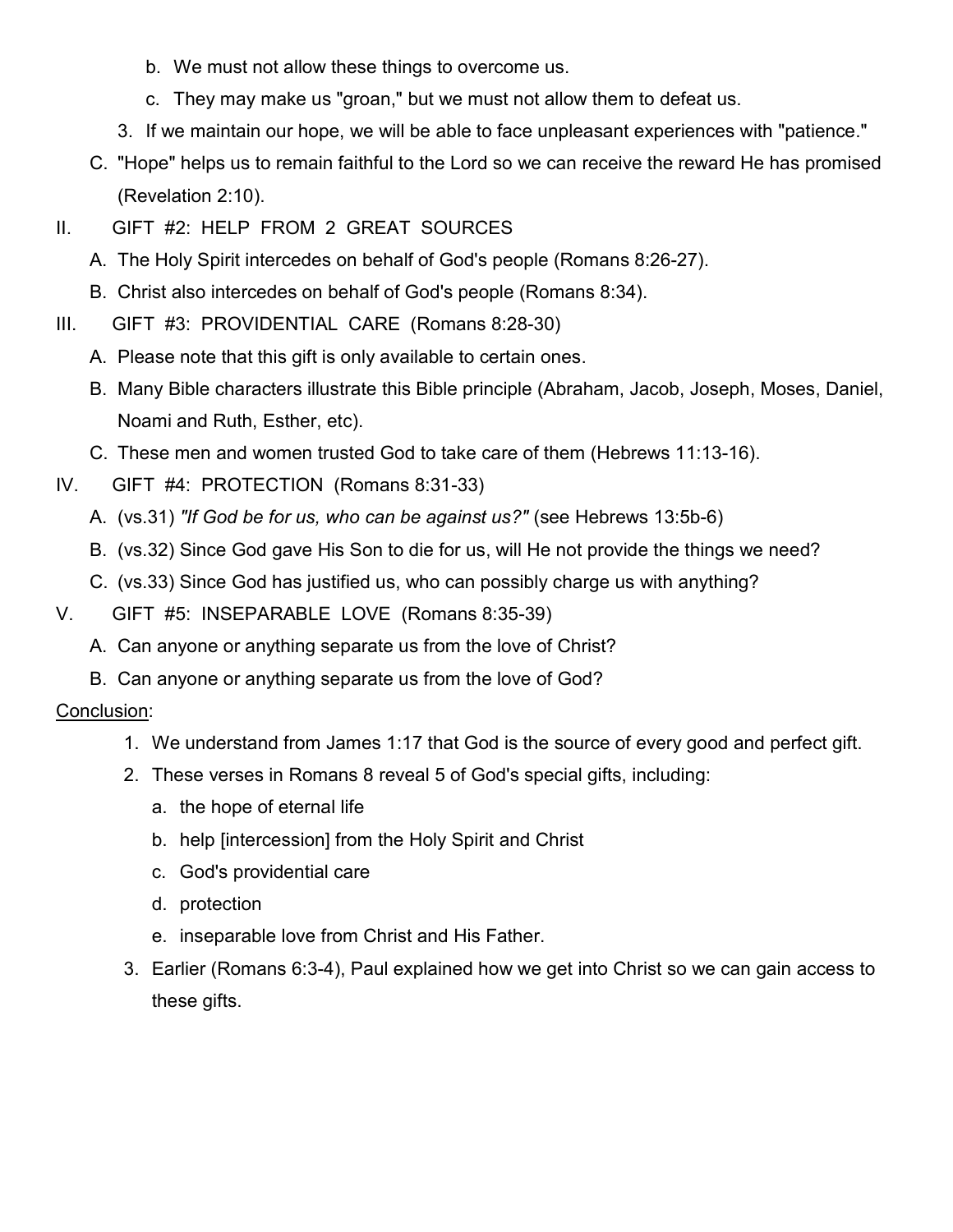b. We must not allow these things to overcome us.
   c. They may make us "groan," but we must not allow them to defeat us.
  3. If we maintain our hope, we will be able to face unpleasant experiences with "patience."
 C. "Hope" helps us to remain faithful to the Lord so we can receive the reward He has promised (Revelation 2:10).

II. GIFT #2: HELP FROM 2 GREAT SOURCES
 A. The Holy Spirit intercedes on behalf of God's people (Romans 8:26-27).
 B. Christ also intercedes on behalf of God's people (Romans 8:34).

III. GIFT #3: PROVIDENTIAL CARE (Romans 8:28-30)
 A. Please note that this gift is only available to certain ones.
 B. Many Bible characters illustrate this Bible principle (Abraham, Jacob, Joseph, Moses, Daniel, Noami and Ruth, Esther, etc).
 C. These men and women trusted God to take care of them (Hebrews 11:13-16).

IV. GIFT #4: PROTECTION (Romans 8:31-33)
 A. (vs.31) *"If God be for us, who can be against us?"* (see Hebrews 13:5b-6)
 B. (vs.32) Since God gave His Son to die for us, will He not provide the things we need?
 C. (vs.33) Since God has justified us, who can possibly charge us with anything?

V. GIFT #5: INSEPARABLE LOVE (Romans 8:35-39)
 A. Can anyone or anything separate us from the love of Christ?
 B. Can anyone or anything separate us from the love of God?

<u>Conclusion</u>:

1. We understand from James 1:17 that God is the source of every good and perfect gift.
2. These verses in Romans 8 reveal 5 of God's special gifts, including:
   a. the hope of eternal life
   b. help [intercession] from the Holy Spirit and Christ
   c. God's providential care
   d. protection
   e. inseparable love from Christ and His Father.
3. Earlier (Romans 6:3-4), Paul explained how we get into Christ so we can gain access to these gifts.